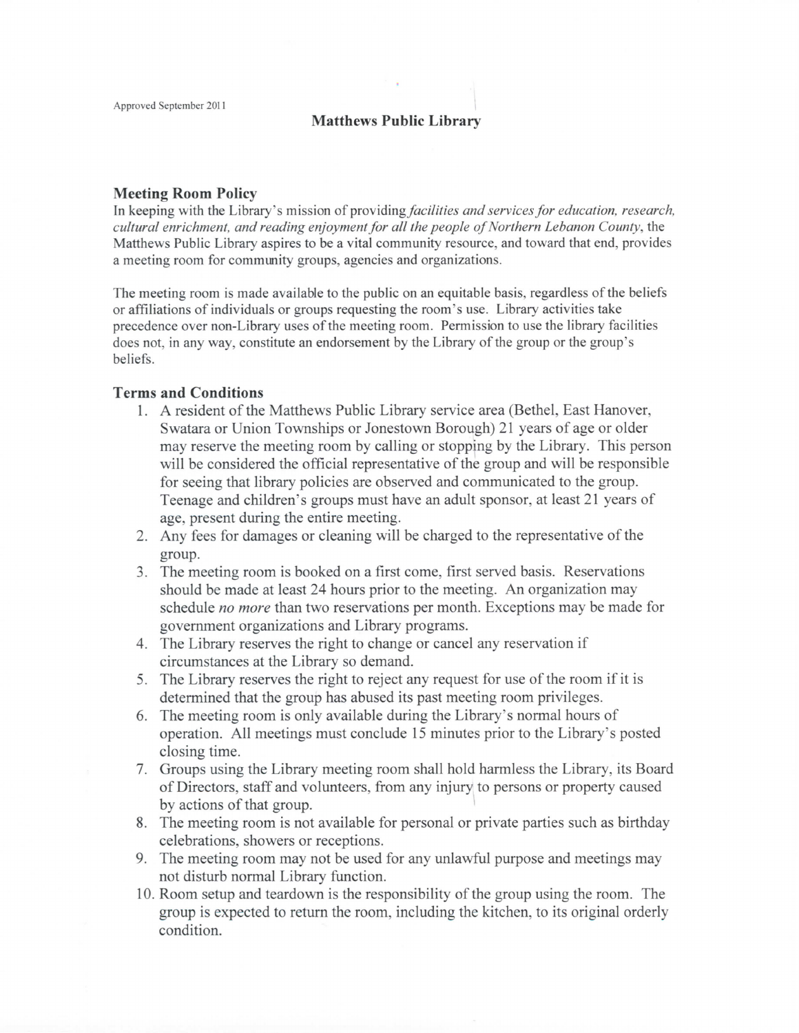Approved September 2011

# Matthews Public Library

## Meeting Room Policy

In keeping with the Library's mission of providing *facilities and services for education, research, cultural enrichment, and reading enjoyment for all the people of Northern Lebanon County*, the Matthews Public Library aspires to be a vital community resource, and toward that end, provides a meeting room for community groups, agencies and organizations.

The meeting room is made available to the public on an equitable basis, regardless of the beliefs or affiliations of individuals or groups requesting the room's use. Library activities take precedence over non-Library uses of the meeting room. Permission to use the library facilities does not, in any way, constitute an endorsement by the Library of the group or the group's beliefs.

## Terms and Conditions

1. A resident of the Matthews Public Library service area (Bethel, East Hanover, Swatara or Union Townships or Jonestown Borough) 21 years of age or older may reserve the meeting room by calling or stopping by the Library. This person will be considered the official representative of the group and will be responsible for seeing that library policies are observed and communicated to the group. Teenage and children's groups must have an adult sponsor, at least 21 years of age, present during the entire meeting.
2. Any fees for damages or cleaning will be charged to the representative of the group.
3. The meeting room is booked on a first come, first served basis. Reservations should be made at least 24 hours prior to the meeting. An organization may schedule *no more* than two reservations per month. Exceptions may be made for government organizations and Library programs.
4. The Library reserves the right to change or cancel any reservation if circumstances at the Library so demand.
5. The Library reserves the right to reject any request for use of the room if it is determined that the group has abused its past meeting room privileges.
6. The meeting room is only available during the Library's normal hours of operation. All meetings must conclude 15 minutes prior to the Library's posted closing time.
7. Groups using the Library meeting room shall hold harmless the Library, its Board of Directors, staff and volunteers, from any injury to persons or property caused by actions of that group.
8. The meeting room is not available for personal or private parties such as birthday celebrations, showers or receptions.
9. The meeting room may not be used for any unlawful purpose and meetings may not disturb normal Library function.
10. Room setup and teardown is the responsibility of the group using the room. The group is expected to return the room, including the kitchen, to its original orderly condition.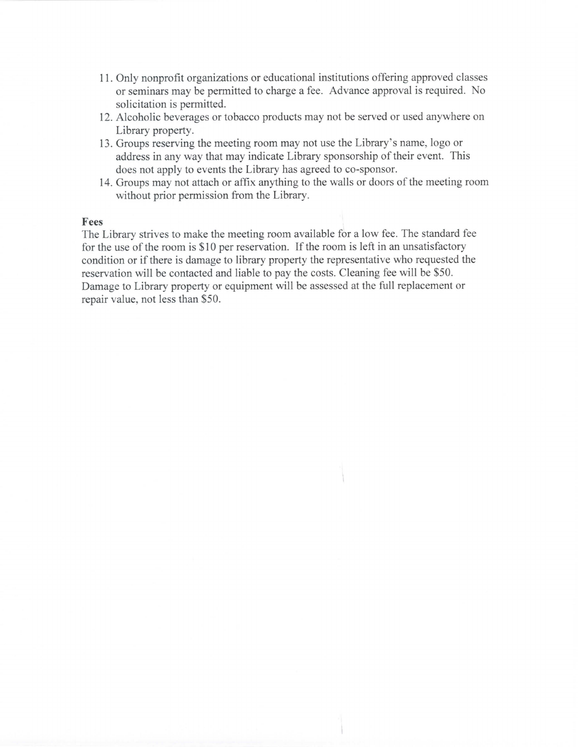11. Only nonprofit organizations or educational institutions offering approved classes or seminars may be permitted to charge a fee. Advance approval is required. No solicitation is permitted.
12. Alcoholic beverages or tobacco products may not be served or used anywhere on Library property.
13. Groups reserving the meeting room may not use the Library's name, logo or address in any way that may indicate Library sponsorship of their event. This does not apply to events the Library has agreed to co-sponsor.
14. Groups may not attach or affix anything to the walls or doors of the meeting room without prior permission from the Library.

**Fees**

The Library strives to make the meeting room available for a low fee. The standard fee for the use of the room is $10 per reservation. If the room is left in an unsatisfactory condition or if there is damage to library property the representative who requested the reservation will be contacted and liable to pay the costs. Cleaning fee will be $50. Damage to Library property or equipment will be assessed at the full replacement or repair value, not less than $50.